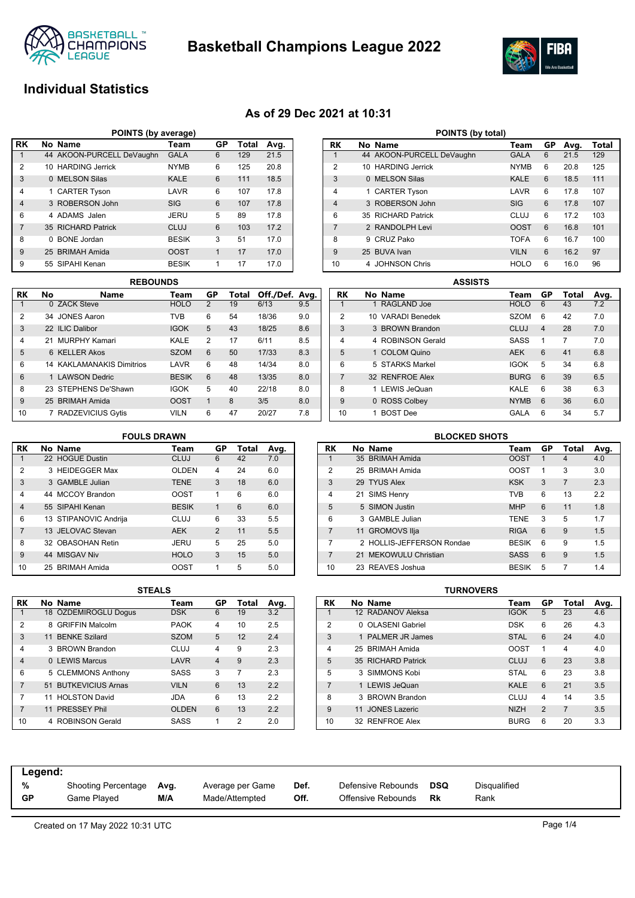# Basketball Champions League 2022

## Individual Statistics

### As of 29 Dec 2021 at 10:31

#### POINTS (by average)

| RK | No | Name | Team | GP | Total | Avg. |
|---|---|---|---|---|---|---|
| 1 | 44 | AKOON-PURCELL DeVaughn | GALA | 6 | 129 | 21.5 |
| 2 | 10 | HARDING Jerrick | NYMB | 6 | 125 | 20.8 |
| 3 | 0 | MELSON Silas | KALE | 6 | 111 | 18.5 |
| 4 | 1 | CARTER Tyson | LAVR | 6 | 107 | 17.8 |
| 4 | 3 | ROBERSON John | SIG | 6 | 107 | 17.8 |
| 6 | 4 | ADAMS Jalen | JERU | 5 | 89 | 17.8 |
| 7 | 35 | RICHARD Patrick | CLUJ | 6 | 103 | 17.2 |
| 8 | 0 | BONE Jordan | BESIK | 3 | 51 | 17.0 |
| 9 | 25 | BRIMAH Amida | OOST | 1 | 17 | 17.0 |
| 9 | 55 | SIPAHI Kenan | BESIK | 1 | 17 | 17.0 |

#### POINTS (by total)

| RK | No | Name | Team | GP | Avg. | Total |
|---|---|---|---|---|---|---|
| 1 | 44 | AKOON-PURCELL DeVaughn | GALA | 6 | 21.5 | 129 |
| 2 | 10 | HARDING Jerrick | NYMB | 6 | 20.8 | 125 |
| 3 | 0 | MELSON Silas | KALE | 6 | 18.5 | 111 |
| 4 | 1 | CARTER Tyson | LAVR | 6 | 17.8 | 107 |
| 4 | 3 | ROBERSON John | SIG | 6 | 17.8 | 107 |
| 6 | 35 | RICHARD Patrick | CLUJ | 6 | 17.2 | 103 |
| 7 | 2 | RANDOLPH Levi | OOST | 6 | 16.8 | 101 |
| 8 | 9 | CRUZ Pako | TOFA | 6 | 16.7 | 100 |
| 9 | 25 | BUVA Ivan | VILN | 6 | 16.2 | 97 |
| 10 | 4 | JOHNSON Chris | HOLO | 6 | 16.0 | 96 |

#### REBOUNDS

| RK | No | Name | Team | GP | Total | Off./Def. | Avg. |
|---|---|---|---|---|---|---|---|
| 1 | 0 | ZACK Steve | HOLO | 2 | 19 | 6/13 | 9.5 |
| 2 | 34 | JONES Aaron | TVB | 6 | 54 | 18/36 | 9.0 |
| 3 | 22 | ILIC Dalibor | IGOK | 5 | 43 | 18/25 | 8.6 |
| 4 | 21 | MURPHY Kamari | KALE | 2 | 17 | 6/11 | 8.5 |
| 5 | 6 | KELLER Akos | SZOM | 6 | 50 | 17/33 | 8.3 |
| 6 | 14 | KAKLAMANAKIS Dimitrios | LAVR | 6 | 48 | 14/34 | 8.0 |
| 6 | 1 | LAWSON Dedric | BESIK | 6 | 48 | 13/35 | 8.0 |
| 8 | 23 | STEPHENS De'Shawn | IGOK | 5 | 40 | 22/18 | 8.0 |
| 9 | 25 | BRIMAH Amida | OOST | 1 | 8 | 3/5 | 8.0 |
| 10 | 7 | RADZEVICIUS Gytis | VILN | 6 | 47 | 20/27 | 7.8 |

#### ASSISTS

| RK | No | Name | Team | GP | Total | Avg. |
|---|---|---|---|---|---|---|
| 1 | 1 | RAGLAND Joe | HOLO | 6 | 43 | 7.2 |
| 2 | 10 | VARADI Benedek | SZOM | 6 | 42 | 7.0 |
| 3 | 3 | BROWN Brandon | CLUJ | 4 | 28 | 7.0 |
| 4 | 4 | ROBINSON Gerald | SASS | 1 | 7 | 7.0 |
| 5 | 1 | COLOM Quino | AEK | 6 | 41 | 6.8 |
| 6 | 5 | STARKS Markel | IGOK | 5 | 34 | 6.8 |
| 7 | 32 | RENFROE Alex | BURG | 6 | 39 | 6.5 |
| 8 | 1 | LEWIS JeQuan | KALE | 6 | 38 | 6.3 |
| 9 | 0 | ROSS Colbey | NYMB | 6 | 36 | 6.0 |
| 10 | 1 | BOST Dee | GALA | 6 | 34 | 5.7 |

#### FOULS DRAWN

| RK | No | Name | Team | GP | Total | Avg. |
|---|---|---|---|---|---|---|
| 1 | 22 | HOGUE Dustin | CLUJ | 6 | 42 | 7.0 |
| 2 | 3 | HEIDEGGER Max | OLDEN | 4 | 24 | 6.0 |
| 3 | 3 | GAMBLE Julian | TENE | 3 | 18 | 6.0 |
| 4 | 44 | MCCOY Brandon | OOST | 1 | 6 | 6.0 |
| 4 | 55 | SIPAHI Kenan | BESIK | 1 | 6 | 6.0 |
| 6 | 13 | STIPANOVIC Andrija | CLUJ | 6 | 33 | 5.5 |
| 7 | 13 | JELOVAC Stevan | AEK | 2 | 11 | 5.5 |
| 8 | 32 | OBASOHAN Retin | JERU | 5 | 25 | 5.0 |
| 9 | 44 | MISGAV Niv | HOLO | 3 | 15 | 5.0 |
| 10 | 25 | BRIMAH Amida | OOST | 1 | 5 | 5.0 |

#### BLOCKED SHOTS

| RK | No | Name | Team | GP | Total | Avg. |
|---|---|---|---|---|---|---|
| 1 | 35 | BRIMAH Amida | OOST | 1 | 4 | 4.0 |
| 2 | 25 | BRIMAH Amida | OOST | 1 | 3 | 3.0 |
| 3 | 29 | TYUS Alex | KSK | 3 | 7 | 2.3 |
| 4 | 21 | SIMS Henry | TVB | 6 | 13 | 2.2 |
| 5 | 5 | SIMON Justin | MHP | 6 | 11 | 1.8 |
| 6 | 3 | GAMBLE Julian | TENE | 3 | 5 | 1.7 |
| 7 | 11 | GROMOVS Ilja | RIGA | 6 | 9 | 1.5 |
| 7 | 2 | HOLLIS-JEFFERSON Rondae | BESIK | 6 | 9 | 1.5 |
| 7 | 21 | MEKOWULU Christian | SASS | 6 | 9 | 1.5 |
| 10 | 23 | REAVES Joshua | BESIK | 5 | 7 | 1.4 |

#### STEALS

| RK | No | Name | Team | GP | Total | Avg. |
|---|---|---|---|---|---|---|
| 1 | 18 | ÖZDEMIROGLU Dogus | DSK | 6 | 19 | 3.2 |
| 2 | 8 | GRIFFIN Malcolm | PAOK | 4 | 10 | 2.5 |
| 3 | 11 | BENKE Szilard | SZOM | 5 | 12 | 2.4 |
| 4 | 3 | BROWN Brandon | CLUJ | 4 | 9 | 2.3 |
| 4 | 0 | LEWIS Marcus | LAVR | 4 | 9 | 2.3 |
| 6 | 5 | CLEMMONS Anthony | SASS | 3 | 7 | 2.3 |
| 7 | 51 | BUTKEVICIUS Arnas | VILN | 6 | 13 | 2.2 |
| 7 | 11 | HOLSTON David | JDA | 6 | 13 | 2.2 |
| 7 | 11 | PRESSEY Phil | OLDEN | 6 | 13 | 2.2 |
| 10 | 4 | ROBINSON Gerald | SASS | 1 | 2 | 2.0 |

#### TURNOVERS

| RK | No | Name | Team | GP | Total | Avg. |
|---|---|---|---|---|---|---|
| 1 | 12 | RADANOV Aleksa | IGOK | 5 | 23 | 4.6 |
| 2 | 0 | OLASENI Gabriel | DSK | 6 | 26 | 4.3 |
| 3 | 1 | PALMER JR James | STAL | 6 | 24 | 4.0 |
| 4 | 25 | BRIMAH Amida | OOST | 1 | 4 | 4.0 |
| 5 | 35 | RICHARD Patrick | CLUJ | 6 | 23 | 3.8 |
| 5 | 3 | SIMMONS Kobi | STAL | 6 | 23 | 3.8 |
| 7 | 1 | LEWIS JeQuan | KALE | 6 | 21 | 3.5 |
| 8 | 3 | BROWN Brandon | CLUJ | 4 | 14 | 3.5 |
| 9 | 11 | JONES Lazeric | NIZH | 2 | 7 | 3.5 |
| 10 | 32 | RENFROE Alex | BURG | 6 | 20 | 3.3 |

**Legend:**

| | | | | | | | |
|---|---|---|---|---|---|---|---|
| **%** | Shooting Percentage | **Avg.** | Average per Game | **Def.** | Defensive Rebounds | **DSQ** | Disqualified |
| **GP** | Game Played | **M/A** | Made/Attempted | **Off.** | Offensive Rebounds | **Rk** | Rank |

Created on 17 May 2022 10:31 UTC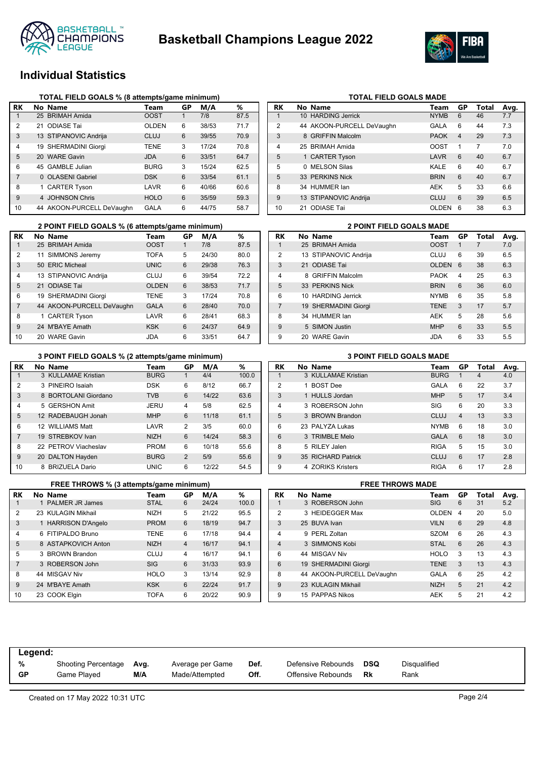# Basketball Champions League 2022

## Individual Statistics

### TOTAL FIELD GOALS % (8 attempts/game minimum)

| RK | No | Name | Team | GP | M/A | % |
|---|---|---|---|---|---|---|
| 1 | 25 | BRIMAH Amida | OOST | 1 | 7/8 | 87.5 |
| 2 | 21 | ODIASE Tai | OLDEN | 6 | 38/53 | 71.7 |
| 3 | 13 | STIPANOVIC Andrija | CLUJ | 6 | 39/55 | 70.9 |
| 4 | 19 | SHERMADINI Giorgi | TENE | 3 | 17/24 | 70.8 |
| 5 | 20 | WARE Gavin | JDA | 6 | 33/51 | 64.7 |
| 6 | 45 | GAMBLE Julian | BURG | 3 | 15/24 | 62.5 |
| 7 | 0 | OLASENI Gabriel | DSK | 6 | 33/54 | 61.1 |
| 8 | 1 | CARTER Tyson | LAVR | 6 | 40/66 | 60.6 |
| 9 | 4 | JOHNSON Chris | HOLO | 6 | 35/59 | 59.3 |
| 10 | 44 | AKOON-PURCELL DeVaughn | GALA | 6 | 44/75 | 58.7 |

### TOTAL FIELD GOALS MADE

| RK | No | Name | Team | GP | Total | Avg. |
|---|---|---|---|---|---|---|
| 1 | 10 | HARDING Jerrick | NYMB | 6 | 46 | 7.7 |
| 2 | 44 | AKOON-PURCELL DeVaughn | GALA | 6 | 44 | 7.3 |
| 3 | 8 | GRIFFIN Malcolm | PAOK | 4 | 29 | 7.3 |
| 4 | 25 | BRIMAH Amida | OOST | 1 | 7 | 7.0 |
| 5 | 1 | CARTER Tyson | LAVR | 6 | 40 | 6.7 |
| 5 | 0 | MELSON Silas | KALE | 6 | 40 | 6.7 |
| 5 | 33 | PERKINS Nick | BRIN | 6 | 40 | 6.7 |
| 8 | 34 | HUMMER Ian | AEK | 5 | 33 | 6.6 |
| 9 | 13 | STIPANOVIC Andrija | CLUJ | 6 | 39 | 6.5 |
| 10 | 21 | ODIASE Tai | OLDEN | 6 | 38 | 6.3 |

### 2 POINT FIELD GOALS % (6 attempts/game minimum)

| RK | No | Name | Team | GP | M/A | % |
|---|---|---|---|---|---|---|
| 1 | 25 | BRIMAH Amida | OOST | 1 | 7/8 | 87.5 |
| 2 | 11 | SIMMONS Jeremy | TOFA | 5 | 24/30 | 80.0 |
| 3 | 50 | ERIC Micheal | UNIC | 6 | 29/38 | 76.3 |
| 4 | 13 | STIPANOVIC Andrija | CLUJ | 6 | 39/54 | 72.2 |
| 5 | 21 | ODIASE Tai | OLDEN | 6 | 38/53 | 71.7 |
| 6 | 19 | SHERMADINI Giorgi | TENE | 3 | 17/24 | 70.8 |
| 7 | 44 | AKOON-PURCELL DeVaughn | GALA | 6 | 28/40 | 70.0 |
| 8 | 1 | CARTER Tyson | LAVR | 6 | 28/41 | 68.3 |
| 9 | 24 | M'BAYE Amath | KSK | 6 | 24/37 | 64.9 |
| 10 | 20 | WARE Gavin | JDA | 6 | 33/51 | 64.7 |

### 2 POINT FIELD GOALS MADE

| RK | No | Name | Team | GP | Total | Avg. |
|---|---|---|---|---|---|---|
| 1 | 25 | BRIMAH Amida | OOST | 1 | 7 | 7.0 |
| 2 | 13 | STIPANOVIC Andrija | CLUJ | 6 | 39 | 6.5 |
| 3 | 21 | ODIASE Tai | OLDEN | 6 | 38 | 6.3 |
| 4 | 8 | GRIFFIN Malcolm | PAOK | 4 | 25 | 6.3 |
| 5 | 33 | PERKINS Nick | BRIN | 6 | 36 | 6.0 |
| 6 | 10 | HARDING Jerrick | NYMB | 6 | 35 | 5.8 |
| 7 | 19 | SHERMADINI Giorgi | TENE | 3 | 17 | 5.7 |
| 8 | 34 | HUMMER Ian | AEK | 5 | 28 | 5.6 |
| 9 | 5 | SIMON Justin | MHP | 6 | 33 | 5.5 |
| 9 | 20 | WARE Gavin | JDA | 6 | 33 | 5.5 |

### 3 POINT FIELD GOALS % (2 attempts/game minimum)

| RK | No | Name | Team | GP | M/A | % |
|---|---|---|---|---|---|---|
| 1 | 3 | KULLAMAE Kristian | BURG | 1 | 4/4 | 100.0 |
| 2 | 3 | PINEIRO Isaiah | DSK | 6 | 8/12 | 66.7 |
| 3 | 8 | BORTOLANI Giordano | TVB | 6 | 14/22 | 63.6 |
| 4 | 5 | GERSHON Amit | JERU | 4 | 5/8 | 62.5 |
| 5 | 12 | RADEBAUGH Jonah | MHP | 6 | 11/18 | 61.1 |
| 6 | 12 | WILLIAMS Matt | LAVR | 2 | 3/5 | 60.0 |
| 7 | 19 | STREBKOV Ivan | NIZH | 6 | 14/24 | 58.3 |
| 8 | 22 | PETROV Viacheslav | PROM | 6 | 10/18 | 55.6 |
| 9 | 20 | DALTON Hayden | BURG | 2 | 5/9 | 55.6 |
| 10 | 8 | BRIZUELA Dario | UNIC | 6 | 12/22 | 54.5 |

### 3 POINT FIELD GOALS MADE

| RK | No | Name | Team | GP | Total | Avg. |
|---|---|---|---|---|---|---|
| 1 | 3 | KULLAMAE Kristian | BURG | 1 | 4 | 4.0 |
| 2 | 1 | BOST Dee | GALA | 6 | 22 | 3.7 |
| 3 | 1 | HULLS Jordan | MHP | 5 | 17 | 3.4 |
| 4 | 3 | ROBERSON John | SIG | 6 | 20 | 3.3 |
| 5 | 3 | BROWN Brandon | CLUJ | 4 | 13 | 3.3 |
| 6 | 23 | PALYZA Lukas | NYMB | 6 | 18 | 3.0 |
| 6 | 3 | TRIMBLE Melo | GALA | 6 | 18 | 3.0 |
| 8 | 5 | RILEY Jalen | RIGA | 5 | 15 | 3.0 |
| 9 | 35 | RICHARD Patrick | CLUJ | 6 | 17 | 2.8 |
| 9 | 4 | ZORIKS Kristers | RIGA | 6 | 17 | 2.8 |

### FREE THROWS % (3 attempts/game minimum)

| RK | No | Name | Team | GP | M/A | % |
|---|---|---|---|---|---|---|
| 1 | 1 | PALMER JR James | STAL | 6 | 24/24 | 100.0 |
| 2 | 23 | KULAGIN Mikhail | NIZH | 5 | 21/22 | 95.5 |
| 3 | 1 | HARRISON D'Angelo | PROM | 6 | 18/19 | 94.7 |
| 4 | 6 | FITIPALDO Bruno | TENE | 6 | 17/18 | 94.4 |
| 5 | 8 | ASTAPKOVICH Anton | NIZH | 4 | 16/17 | 94.1 |
| 5 | 3 | BROWN Brandon | CLUJ | 4 | 16/17 | 94.1 |
| 7 | 3 | ROBERSON John | SIG | 6 | 31/33 | 93.9 |
| 8 | 44 | MISGAV Niv | HOLO | 3 | 13/14 | 92.9 |
| 9 | 24 | M'BAYE Amath | KSK | 6 | 22/24 | 91.7 |
| 10 | 23 | COOK Elgin | TOFA | 6 | 20/22 | 90.9 |

### FREE THROWS MADE

| RK | No | Name | Team | GP | Total | Avg. |
|---|---|---|---|---|---|---|
| 1 | 3 | ROBERSON John | SIG | 6 | 31 | 5.2 |
| 2 | 3 | HEIDEGGER Max | OLDEN | 4 | 20 | 5.0 |
| 3 | 25 | BUVA Ivan | VILN | 6 | 29 | 4.8 |
| 4 | 9 | PERL Zoltan | SZOM | 6 | 26 | 4.3 |
| 4 | 3 | SIMMONS Kobi | STAL | 6 | 26 | 4.3 |
| 6 | 44 | MISGAV Niv | HOLO | 3 | 13 | 4.3 |
| 6 | 19 | SHERMADINI Giorgi | TENE | 3 | 13 | 4.3 |
| 8 | 44 | AKOON-PURCELL DeVaughn | GALA | 6 | 25 | 4.2 |
| 9 | 23 | KULAGIN Mikhail | NIZH | 5 | 21 | 4.2 |
| 9 | 15 | PAPPAS Nikos | AEK | 5 | 21 | 4.2 |

**Legend:**

| | | | | | | | |
|---|---|---|---|---|---|---|---|
| **%** | Shooting Percentage | **Avg.** | Average per Game | **Def.** | Defensive Rebounds | **DSQ** | Disqualified |
| **GP** | Game Played | **M/A** | Made/Attempted | **Off.** | Offensive Rebounds | **Rk** | Rank |

Created on 17 May 2022 10:31 UTC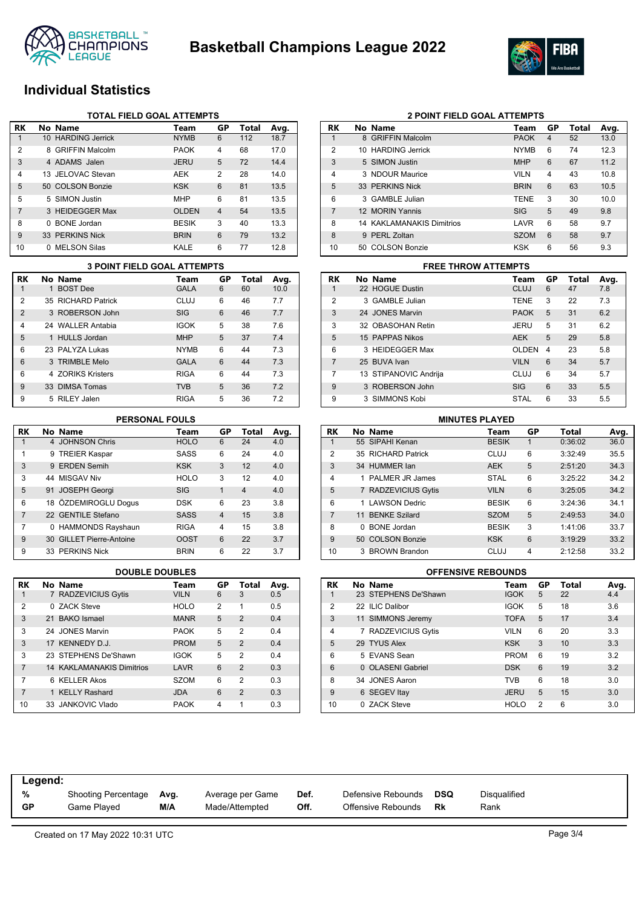# Basketball Champions League 2022

## Individual Statistics

### TOTAL FIELD GOAL ATTEMPTS

| RK | No Name | Team | GP | Total | Avg. |
|---|---|---|---|---|---|
| 1 | 10 HARDING Jerrick | NYMB | 6 | 112 | 18.7 |
| 2 | 8 GRIFFIN Malcolm | PAOK | 4 | 68 | 17.0 |
| 3 | 4 ADAMS Jalen | JERU | 5 | 72 | 14.4 |
| 4 | 13 JELOVAC Stevan | AEK | 2 | 28 | 14.0 |
| 5 | 50 COLSON Bonzie | KSK | 6 | 81 | 13.5 |
| 5 | 5 SIMON Justin | MHP | 6 | 81 | 13.5 |
| 7 | 3 HEIDEGGER Max | OLDEN | 4 | 54 | 13.5 |
| 8 | 0 BONE Jordan | BESIK | 3 | 40 | 13.3 |
| 9 | 33 PERKINS Nick | BRIN | 6 | 79 | 13.2 |
| 10 | 0 MELSON Silas | KALE | 6 | 77 | 12.8 |

### 2 POINT FIELD GOAL ATTEMPTS

| RK | No Name | Team | GP | Total | Avg. |
|---|---|---|---|---|---|
| 1 | 8 GRIFFIN Malcolm | PAOK | 4 | 52 | 13.0 |
| 2 | 10 HARDING Jerrick | NYMB | 6 | 74 | 12.3 |
| 3 | 5 SIMON Justin | MHP | 6 | 67 | 11.2 |
| 4 | 3 NDOUR Maurice | VILN | 4 | 43 | 10.8 |
| 5 | 33 PERKINS Nick | BRIN | 6 | 63 | 10.5 |
| 6 | 3 GAMBLE Julian | TENE | 3 | 30 | 10.0 |
| 7 | 12 MORIN Yannis | SIG | 5 | 49 | 9.8 |
| 8 | 14 KAKLAMANAKIS Dimitrios | LAVR | 6 | 58 | 9.7 |
| 8 | 9 PERL Zoltan | SZOM | 6 | 58 | 9.7 |
| 10 | 50 COLSON Bonzie | KSK | 6 | 56 | 9.3 |

### 3 POINT FIELD GOAL ATTEMPTS

| RK | No Name | Team | GP | Total | Avg. |
|---|---|---|---|---|---|
| 1 | 1 BOST Dee | GALA | 6 | 60 | 10.0 |
| 2 | 35 RICHARD Patrick | CLUJ | 6 | 46 | 7.7 |
| 2 | 3 ROBERSON John | SIG | 6 | 46 | 7.7 |
| 4 | 24 WALLER Antabia | IGOK | 5 | 38 | 7.6 |
| 5 | 1 HULLS Jordan | MHP | 5 | 37 | 7.4 |
| 6 | 23 PALYZA Lukas | NYMB | 6 | 44 | 7.3 |
| 6 | 3 TRIMBLE Melo | GALA | 6 | 44 | 7.3 |
| 6 | 4 ZORIKS Kristers | RIGA | 6 | 44 | 7.3 |
| 9 | 33 DIMSA Tomas | TVB | 5 | 36 | 7.2 |
| 9 | 5 RILEY Jalen | RIGA | 5 | 36 | 7.2 |

### FREE THROW ATTEMPTS

| RK | No Name | Team | GP | Total | Avg. |
|---|---|---|---|---|---|
| 1 | 22 HOGUE Dustin | CLUJ | 6 | 47 | 7.8 |
| 2 | 3 GAMBLE Julian | TENE | 3 | 22 | 7.3 |
| 3 | 24 JONES Marvin | PAOK | 5 | 31 | 6.2 |
| 3 | 32 OBASOHAN Retin | JERU | 5 | 31 | 6.2 |
| 5 | 15 PAPPAS Nikos | AEK | 5 | 29 | 5.8 |
| 6 | 3 HEIDEGGER Max | OLDEN | 4 | 23 | 5.8 |
| 7 | 25 BUVA Ivan | VILN | 6 | 34 | 5.7 |
| 7 | 13 STIPANOVIC Andrija | CLUJ | 6 | 34 | 5.7 |
| 9 | 3 ROBERSON John | SIG | 6 | 33 | 5.5 |
| 9 | 3 SIMMONS Kobi | STAL | 6 | 33 | 5.5 |

### PERSONAL FOULS

| RK | No Name | Team | GP | Total | Avg. |
|---|---|---|---|---|---|
| 1 | 4 JOHNSON Chris | HOLO | 6 | 24 | 4.0 |
| 1 | 9 TREIER Kaspar | SASS | 6 | 24 | 4.0 |
| 3 | 9 ERDEN Semih | KSK | 3 | 12 | 4.0 |
| 3 | 44 MISGAV Niv | HOLO | 3 | 12 | 4.0 |
| 5 | 91 JOSEPH Georgi | SIG | 1 | 4 | 4.0 |
| 6 | 18 ÖZDEMIROGLU Dogus | DSK | 6 | 23 | 3.8 |
| 7 | 22 GENTILE Stefano | SASS | 4 | 15 | 3.8 |
| 7 | 0 HAMMONDS Rayshaun | RIGA | 4 | 15 | 3.8 |
| 9 | 30 GILLET Pierre-Antoine | OOST | 6 | 22 | 3.7 |
| 9 | 33 PERKINS Nick | BRIN | 6 | 22 | 3.7 |

### MINUTES PLAYED

| RK | No Name | Team | GP | Total | Avg. |
|---|---|---|---|---|---|
| 1 | 55 SIPAHI Kenan | BESIK | 1 | 0:36:02 | 36.0 |
| 2 | 35 RICHARD Patrick | CLUJ | 6 | 3:32:49 | 35.5 |
| 3 | 34 HUMMER Ian | AEK | 5 | 2:51:20 | 34.3 |
| 4 | 1 PALMER JR James | STAL | 6 | 3:25:22 | 34.2 |
| 5 | 7 RADZEVICIUS Gytis | VILN | 6 | 3:25:05 | 34.2 |
| 6 | 1 LAWSON Dedric | BESIK | 6 | 3:24:36 | 34.1 |
| 7 | 11 BENKE Szilard | SZOM | 5 | 2:49:53 | 34.0 |
| 8 | 0 BONE Jordan | BESIK | 3 | 1:41:06 | 33.7 |
| 9 | 50 COLSON Bonzie | KSK | 6 | 3:19:29 | 33.2 |
| 10 | 3 BROWN Brandon | CLUJ | 4 | 2:12:58 | 33.2 |

### DOUBLE DOUBLES

| RK | No Name | Team | GP | Total | Avg. |
|---|---|---|---|---|---|
| 1 | 7 RADZEVICIUS Gytis | VILN | 6 | 3 | 0.5 |
| 2 | 0 ZACK Steve | HOLO | 2 | 1 | 0.5 |
| 3 | 21 BAKO Ismael | MANR | 5 | 2 | 0.4 |
| 3 | 24 JONES Marvin | PAOK | 5 | 2 | 0.4 |
| 3 | 17 KENNEDY D.J. | PROM | 5 | 2 | 0.4 |
| 3 | 23 STEPHENS De'Shawn | IGOK | 5 | 2 | 0.4 |
| 7 | 14 KAKLAMANAKIS Dimitrios | LAVR | 6 | 2 | 0.3 |
| 7 | 6 KELLER Akos | SZOM | 6 | 2 | 0.3 |
| 7 | 1 KELLY Rashard | JDA | 6 | 2 | 0.3 |
| 10 | 33 JANKOVIC Vlado | PAOK | 4 | 1 | 0.3 |

### OFFENSIVE REBOUNDS

| RK | No Name | Team | GP | Total | Avg. |
|---|---|---|---|---|---|
| 1 | 23 STEPHENS De'Shawn | IGOK | 5 | 22 | 4.4 |
| 2 | 22 ILIC Dalibor | IGOK | 5 | 18 | 3.6 |
| 3 | 11 SIMMONS Jeremy | TOFA | 5 | 17 | 3.4 |
| 4 | 7 RADZEVICIUS Gytis | VILN | 6 | 20 | 3.3 |
| 5 | 29 TYUS Alex | KSK | 3 | 10 | 3.3 |
| 6 | 5 EVANS Sean | PROM | 6 | 19 | 3.2 |
| 6 | 0 OLASENI Gabriel | DSK | 6 | 19 | 3.2 |
| 8 | 34 JONES Aaron | TVB | 6 | 18 | 3.0 |
| 9 | 6 SEGEV Itay | JERU | 5 | 15 | 3.0 |
| 10 | 0 ZACK Steve | HOLO | 2 | 6 | 3.0 |

**Legend:**

| | | | | | | | |
|---|---|---|---|---|---|---|---|
| **%** | Shooting Percentage | **Avg.** | Average per Game | **Def.** | Defensive Rebounds | **DSQ** | Disqualified |
| **GP** | Game Played | **M/A** | Made/Attempted | **Off.** | Offensive Rebounds | **Rk** | Rank |

Created on 17 May 2022 10:31 UTC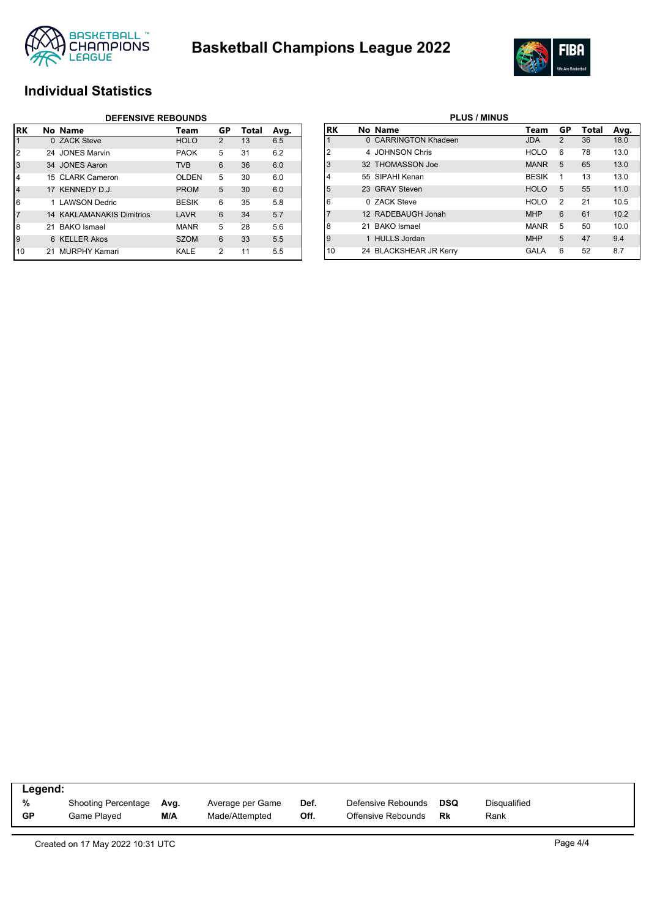# Basketball Champions League 2022

## Individual Statistics

### DEFENSIVE REBOUNDS

| RK | No | Name | Team | GP | Total | Avg. |
|---|---|---|---|---|---|---|
| 1 | 0 | ZACK Steve | HOLO | 2 | 13 | 6.5 |
| 2 | 24 | JONES Marvin | PAOK | 5 | 31 | 6.2 |
| 3 | 34 | JONES Aaron | TVB | 6 | 36 | 6.0 |
| 4 | 15 | CLARK Cameron | OLDEN | 5 | 30 | 6.0 |
| 4 | 17 | KENNEDY D.J. | PROM | 5 | 30 | 6.0 |
| 6 | 1 | LAWSON Dedric | BESIK | 6 | 35 | 5.8 |
| 7 | 14 | KAKLAMANAKIS Dimitrios | LAVR | 6 | 34 | 5.7 |
| 8 | 21 | BAKO Ismael | MANR | 5 | 28 | 5.6 |
| 9 | 6 | KELLER Akos | SZOM | 6 | 33 | 5.5 |
| 10 | 21 | MURPHY Kamari | KALE | 2 | 11 | 5.5 |

### PLUS / MINUS

| RK | No | Name | Team | GP | Total | Avg. |
|---|---|---|---|---|---|---|
| 1 | 0 | CARRINGTON Khadeen | JDA | 2 | 36 | 18.0 |
| 2 | 4 | JOHNSON Chris | HOLO | 6 | 78 | 13.0 |
| 3 | 32 | THOMASSON Joe | MANR | 5 | 65 | 13.0 |
| 4 | 55 | SIPAHI Kenan | BESIK | 1 | 13 | 13.0 |
| 5 | 23 | GRAY Steven | HOLO | 5 | 55 | 11.0 |
| 6 | 0 | ZACK Steve | HOLO | 2 | 21 | 10.5 |
| 7 | 12 | RADEBAUGH Jonah | MHP | 6 | 61 | 10.2 |
| 8 | 21 | BAKO Ismael | MANR | 5 | 50 | 10.0 |
| 9 | 1 | HULLS Jordan | MHP | 5 | 47 | 9.4 |
| 10 | 24 | BLACKSHEAR JR Kerry | GALA | 6 | 52 | 8.7 |

**Legend:**

| | | | | | | | |
|---|---|---|---|---|---|---|---|
| **%** | Shooting Percentage | **Avg.** | Average per Game | **Def.** | Defensive Rebounds | **DSQ** | Disqualified |
| **GP** | Game Played | **M/A** | Made/Attempted | **Off.** | Offensive Rebounds | **Rk** | Rank |

Created on 17 May 2022 10:31 UTC